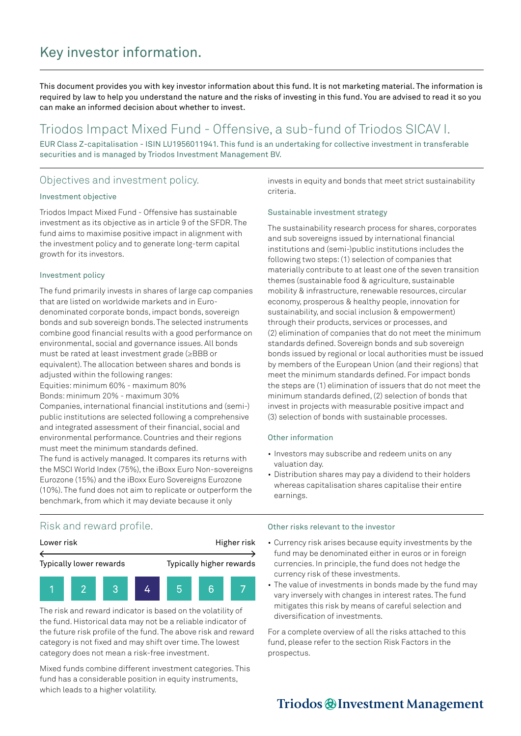# Key investor information.

This document provides you with key investor information about this fund. It is not marketing material. The information is required by law to help you understand the nature and the risks of investing in this fund. You are advised to read it so you can make an informed decision about whether to invest.

## Triodos Impact Mixed Fund - Offensive, a sub-fund of Triodos SICAV I.

EUR Class Z-capitalisation - ISIN LU1956011941. This fund is an undertaking for collective investment in transferable securities and is managed by Triodos Investment Management BV.

## Objectives and investment policy.

### Investment objective

Triodos Impact Mixed Fund - Offensive has sustainable investment as its objective as in article 9 of the SFDR. The fund aims to maximise positive impact in alignment with the investment policy and to generate long-term capital growth for its investors.

### Investment policy

The fund primarily invests in shares of large cap companies that are listed on worldwide markets and in Euro-denominated corporate bonds, impact bonds, sovereign bonds and sub sovereign bonds. The selected instruments combine good financial results with a good performance on environmental, social and governance issues. All bonds must be rated at least investment grade (≥BBB or equivalent). The allocation between shares and bonds is adjusted within the following ranges:
Equities: minimum 60% - maximum 80%
Bonds: minimum 20% - maximum 30%
Companies, international financial institutions and (semi-) public institutions are selected following a comprehensive and integrated assessment of their financial, social and environmental performance. Countries and their regions must meet the minimum standards defined.
The fund is actively managed. It compares its returns with the MSCI World Index (75%), the iBoxx Euro Non-sovereigns Eurozone (15%) and the iBoxx Euro Sovereigns Eurozone (10%). The fund does not aim to replicate or outperform the benchmark, from which it may deviate because it only invests in equity and bonds that meet strict sustainability criteria.

### Sustainable investment strategy

The sustainability research process for shares, corporates and sub sovereigns issued by international financial institutions and (semi-)public institutions includes the following two steps: (1) selection of companies that materially contribute to at least one of the seven transition themes (sustainable food & agriculture, sustainable mobility & infrastructure, renewable resources, circular economy, prosperous & healthy people, innovation for sustainability, and social inclusion & empowerment) through their products, services or processes, and (2) elimination of companies that do not meet the minimum standards defined. Sovereign bonds and sub sovereign bonds issued by regional or local authorities must be issued by members of the European Union (and their regions) that meet the minimum standards defined. For impact bonds the steps are (1) elimination of issuers that do not meet the minimum standards defined, (2) selection of bonds that invest in projects with measurable positive impact and (3) selection of bonds with sustainable processes.

### Other information

- Investors may subscribe and redeem units on any valuation day.
- Distribution shares may pay a dividend to their holders whereas capitalisation shares capitalise their entire earnings.

## Risk and reward profile.

| Lower risk | | | | | | Higher risk |
|---|---|---|---|---|---|---|
| Typically lower rewards | | | | | | Typically higher rewards |
| 1 | 2 | 3 | **4** | 5 | 6 | 7 |

The risk and reward indicator is based on the volatility of the fund. Historical data may not be a reliable indicator of the future risk profile of the fund. The above risk and reward category is not fixed and may shift over time. The lowest category does not mean a risk-free investment.

Mixed funds combine different investment categories. This fund has a considerable position in equity instruments, which leads to a higher volatility.

### Other risks relevant to the investor

- Currency risk arises because equity investments by the fund may be denominated either in euros or in foreign currencies. In principle, the fund does not hedge the currency risk of these investments.
- The value of investments in bonds made by the fund may vary inversely with changes in interest rates. The fund mitigates this risk by means of careful selection and diversification of investments.

For a complete overview of all the risks attached to this fund, please refer to the section Risk Factors in the prospectus.

Triodos Investment Management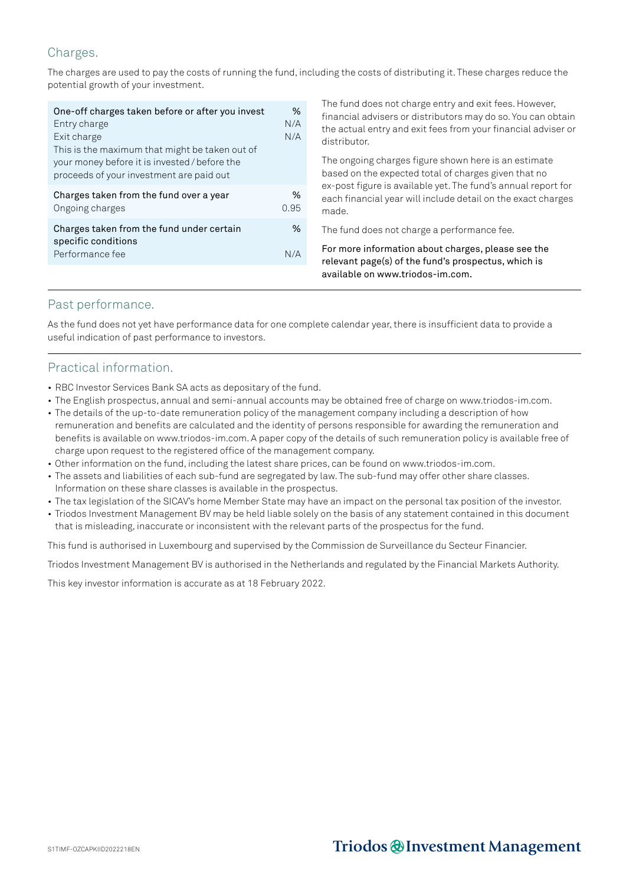## Charges.

The charges are used to pay the costs of running the fund, including the costs of distributing it. These charges reduce the potential growth of your investment.

| One-off charges taken before or after you invest | % |
|---|---|
| Entry charge | N/A |
| Exit charge | N/A |
| This is the maximum that might be taken out of your money before it is invested / before the proceeds of your investment are paid out | |
| **Charges taken from the fund over a year** | **%** |
| Ongoing charges | 0.95 |
| **Charges taken from the fund under certain specific conditions** | **%** |
| Performance fee | N/A |

The fund does not charge entry and exit fees. However, financial advisers or distributors may do so. You can obtain the actual entry and exit fees from your financial adviser or distributor.

The ongoing charges figure shown here is an estimate based on the expected total of charges given that no ex-post figure is available yet. The fund's annual report for each financial year will include detail on the exact charges made.

The fund does not charge a performance fee.

For more information about charges, please see the relevant page(s) of the fund's prospectus, which is available on www.triodos-im.com.

## Past performance.

As the fund does not yet have performance data for one complete calendar year, there is insufficient data to provide a useful indication of past performance to investors.

## Practical information.

- RBC Investor Services Bank SA acts as depositary of the fund.
- The English prospectus, annual and semi-annual accounts may be obtained free of charge on www.triodos-im.com.
- The details of the up-to-date remuneration policy of the management company including a description of how remuneration and benefits are calculated and the identity of persons responsible for awarding the remuneration and benefits is available on www.triodos-im.com. A paper copy of the details of such remuneration policy is available free of charge upon request to the registered office of the management company.
- Other information on the fund, including the latest share prices, can be found on www.triodos-im.com.
- The assets and liabilities of each sub-fund are segregated by law. The sub-fund may offer other share classes. Information on these share classes is available in the prospectus.
- The tax legislation of the SICAV's home Member State may have an impact on the personal tax position of the investor.
- Triodos Investment Management BV may be held liable solely on the basis of any statement contained in this document that is misleading, inaccurate or inconsistent with the relevant parts of the prospectus for the fund.

This fund is authorised in Luxembourg and supervised by the Commission de Surveillance du Secteur Financier.

Triodos Investment Management BV is authorised in the Netherlands and regulated by the Financial Markets Authority.

This key investor information is accurate as at 18 February 2022.

S1TIMF-OZCAPKIID2022218EN

Triodos Investment Management